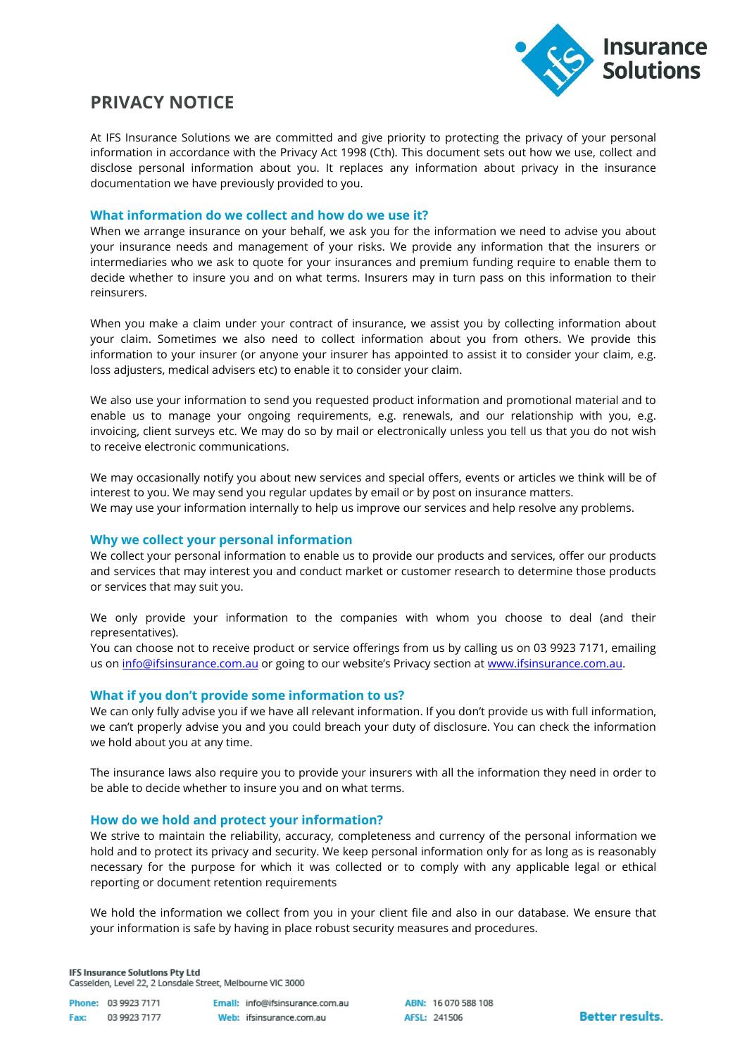# PRIVACY NOTICE

At IFS Insurance Solutions we are committed and give priority to protecting the privacy of your personal information in accordance with the Privacy Act 1998 (Cth). This document sets out how we use, collect and disclose personal information about you. It replaces any information about privacy in the insurance documentation we have previously provided to you.

## What information do we collect and how do we use it?

When we arrange insurance on your behalf, we ask you for the information we need to advise you about your insurance needs and management of your risks. We provide any information that the insurers or intermediaries who we ask to quote for your insurances and premium funding require to enable them to decide whether to insure you and on what terms. Insurers may in turn pass on this information to their reinsurers.

When you make a claim under your contract of insurance, we assist you by collecting information about your claim. Sometimes we also need to collect information about you from others. We provide this information to your insurer (or anyone your insurer has appointed to assist it to consider your claim, e.g. loss adjusters, medical advisers etc) to enable it to consider your claim.

We also use your information to send you requested product information and promotional material and to enable us to manage your ongoing requirements, e.g. renewals, and our relationship with you, e.g. invoicing, client surveys etc. We may do so by mail or electronically unless you tell us that you do not wish to receive electronic communications.

We may occasionally notify you about new services and special offers, events or articles we think will be of interest to you. We may send you regular updates by email or by post on insurance matters.
We may use your information internally to help us improve our services and help resolve any problems.

## Why we collect your personal information

We collect your personal information to enable us to provide our products and services, offer our products and services that may interest you and conduct market or customer research to determine those products or services that may suit you.

We only provide your information to the companies with whom you choose to deal (and their representatives).
You can choose not to receive product or service offerings from us by calling us on 03 9923 7171, emailing us on info@ifsinsurance.com.au or going to our website's Privacy section at www.ifsinsurance.com.au.

## What if you don't provide some information to us?

We can only fully advise you if we have all relevant information. If you don't provide us with full information, we can't properly advise you and you could breach your duty of disclosure. You can check the information we hold about you at any time.

The insurance laws also require you to provide your insurers with all the information they need in order to be able to decide whether to insure you and on what terms.

## How do we hold and protect your information?

We strive to maintain the reliability, accuracy, completeness and currency of the personal information we hold and to protect its privacy and security. We keep personal information only for as long as is reasonably necessary for the purpose for which it was collected or to comply with any applicable legal or ethical reporting or document retention requirements

We hold the information we collect from you in your client file and also in our database. We ensure that your information is safe by having in place robust security measures and procedures.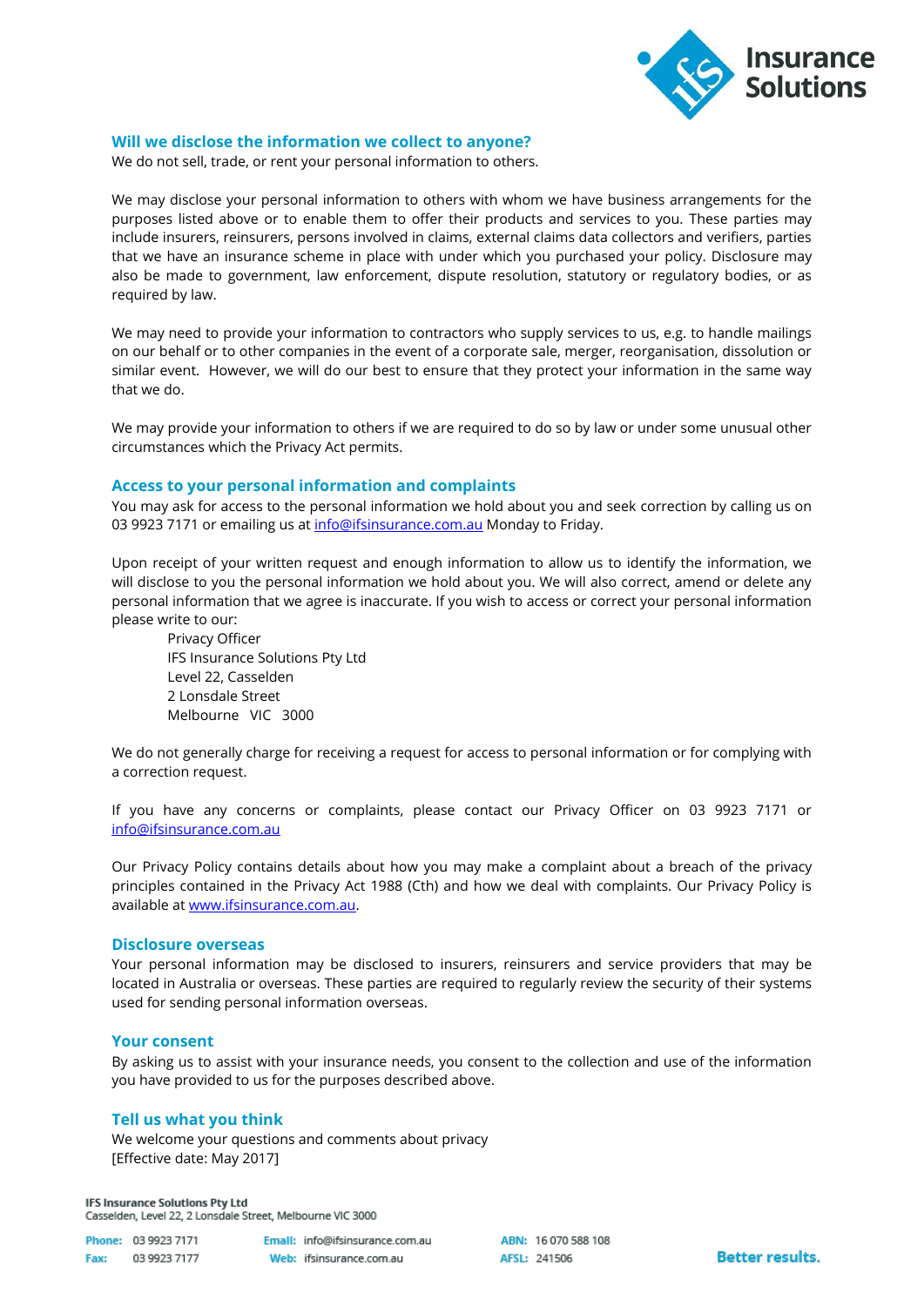## Will we disclose the information we collect to anyone?

We do not sell, trade, or rent your personal information to others.

We may disclose your personal information to others with whom we have business arrangements for the purposes listed above or to enable them to offer their products and services to you. These parties may include insurers, reinsurers, persons involved in claims, external claims data collectors and verifiers, parties that we have an insurance scheme in place with under which you purchased your policy. Disclosure may also be made to government, law enforcement, dispute resolution, statutory or regulatory bodies, or as required by law.

We may need to provide your information to contractors who supply services to us, e.g. to handle mailings on our behalf or to other companies in the event of a corporate sale, merger, reorganisation, dissolution or similar event. However, we will do our best to ensure that they protect your information in the same way that we do.

We may provide your information to others if we are required to do so by law or under some unusual other circumstances which the Privacy Act permits.

## Access to your personal information and complaints

You may ask for access to the personal information we hold about you and seek correction by calling us on 03 9923 7171 or emailing us at info@ifsinsurance.com.au Monday to Friday.

Upon receipt of your written request and enough information to allow us to identify the information, we will disclose to you the personal information we hold about you. We will also correct, amend or delete any personal information that we agree is inaccurate. If you wish to access or correct your personal information please write to our:

Privacy Officer
IFS Insurance Solutions Pty Ltd
Level 22, Casselden
2 Lonsdale Street
Melbourne VIC 3000

We do not generally charge for receiving a request for access to personal information or for complying with a correction request.

If you have any concerns or complaints, please contact our Privacy Officer on 03 9923 7171 or info@ifsinsurance.com.au

Our Privacy Policy contains details about how you may make a complaint about a breach of the privacy principles contained in the Privacy Act 1988 (Cth) and how we deal with complaints. Our Privacy Policy is available at www.ifsinsurance.com.au.

## Disclosure overseas

Your personal information may be disclosed to insurers, reinsurers and service providers that may be located in Australia or overseas. These parties are required to regularly review the security of their systems used for sending personal information overseas.

## Your consent

By asking us to assist with your insurance needs, you consent to the collection and use of the information you have provided to us for the purposes described above.

## Tell us what you think

We welcome your questions and comments about privacy
[Effective date: May 2017]

**IFS Insurance Solutions Pty Ltd**
Casselden, Level 22, 2 Lonsdale Street, Melbourne VIC 3000

**Phone:** 03 9923 7171 **Email:** info@ifsinsurance.com.au **ABN:** 16 070 588 108
**Fax:** 03 9923 7177 **Web:** ifsinsurance.com.au **AFSL:** 241506

**Better results.**